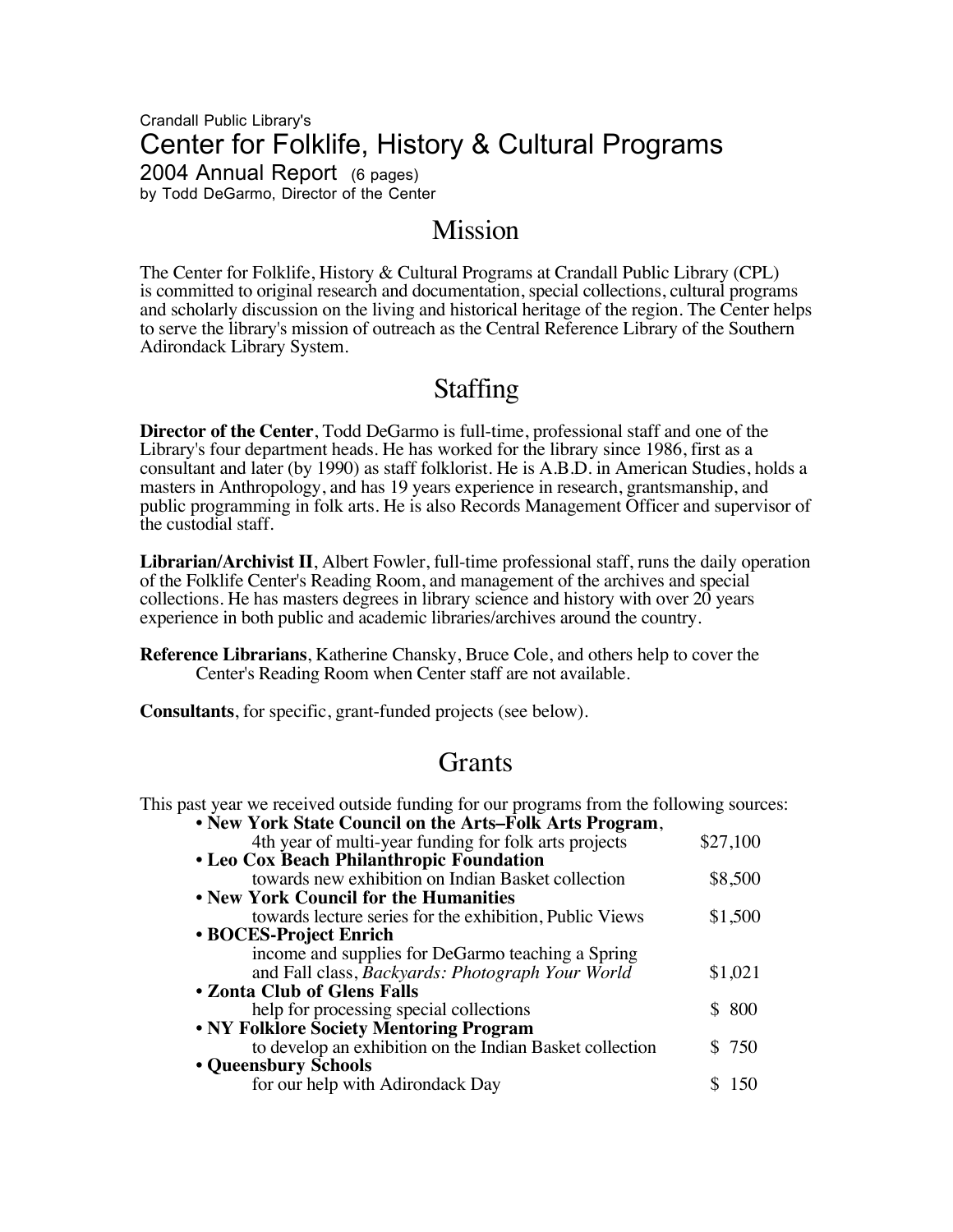Crandall Public Library's

# Center for Folklife, History & Cultural Programs

2004 Annual Report (6 pages)
by Todd DeGarmo, Director of the Center

## Mission

The Center for Folklife, History & Cultural Programs at Crandall Public Library (CPL) is committed to original research and documentation, special collections, cultural programs and scholarly discussion on the living and historical heritage of the region. The Center helps to serve the library's mission of outreach as the Central Reference Library of the Southern Adirondack Library System.

## Staffing

**Director of the Center**, Todd DeGarmo is full-time, professional staff and one of the Library's four department heads. He has worked for the library since 1986, first as a consultant and later (by 1990) as staff folklorist. He is A.B.D. in American Studies, holds a masters in Anthropology, and has 19 years experience in research, grantsmanship, and public programming in folk arts. He is also Records Management Officer and supervisor of the custodial staff.

**Librarian/Archivist II**, Albert Fowler, full-time professional staff, runs the daily operation of the Folklife Center's Reading Room, and management of the archives and special collections. He has masters degrees in library science and history with over 20 years experience in both public and academic libraries/archives around the country.

**Reference Librarians**, Katherine Chansky, Bruce Cole, and others help to cover the Center's Reading Room when Center staff are not available.

**Consultants**, for specific, grant-funded projects (see below).

## Grants

This past year we received outside funding for our programs from the following sources:

- **New York State Council on the Arts–Folk Arts Program**,
  4th year of multi-year funding for folk arts projects — $27,100
- **Leo Cox Beach Philanthropic Foundation**
  towards new exhibition on Indian Basket collection — $8,500
- **New York Council for the Humanities**
  towards lecture series for the exhibition, Public Views — $1,500
- **BOCES-Project Enrich**
  income and supplies for DeGarmo teaching a Spring and Fall class, *Backyards: Photograph Your World* — $1,021
- **Zonta Club of Glens Falls**
  help for processing special collections — $ 800
- **NY Folklore Society Mentoring Program**
  to develop an exhibition on the Indian Basket collection — $ 750
- **Queensbury Schools**
  for our help with Adirondack Day — $ 150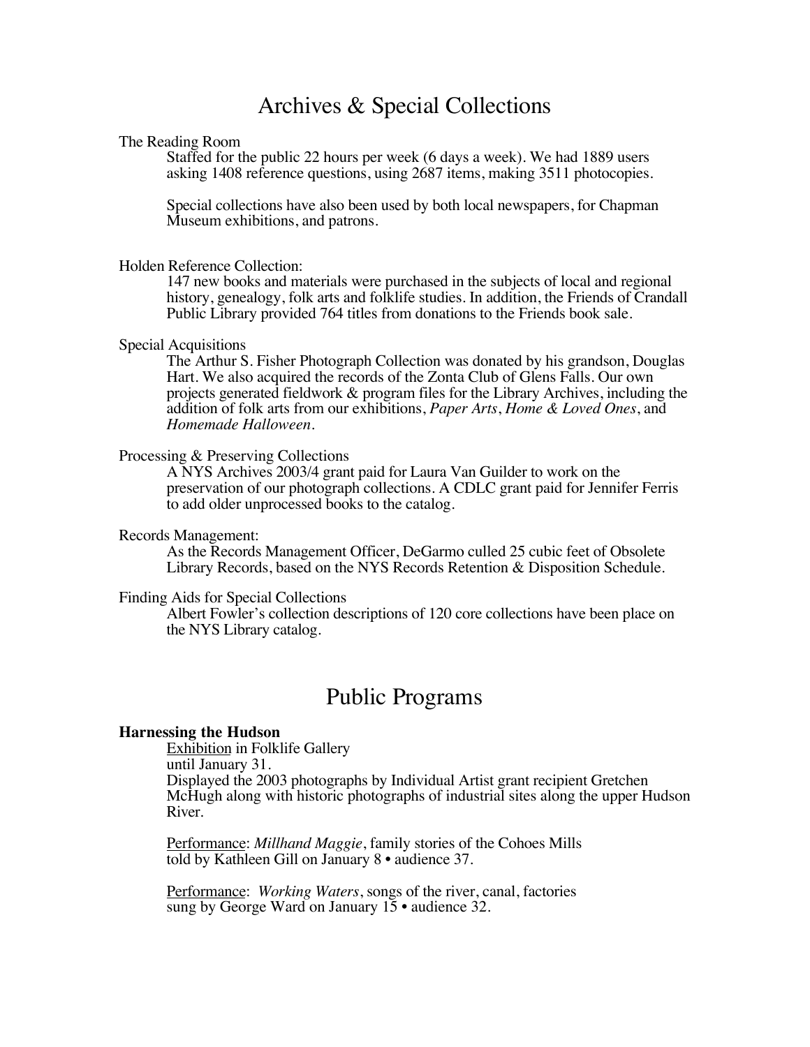# Archives & Special Collections

The Reading Room

Staffed for the public 22 hours per week (6 days a week). We had 1889 users asking 1408 reference questions, using 2687 items, making 3511 photocopies.

Special collections have also been used by both local newspapers, for Chapman Museum exhibitions, and patrons.

Holden Reference Collection:

147 new books and materials were purchased in the subjects of local and regional history, genealogy, folk arts and folklife studies. In addition, the Friends of Crandall Public Library provided 764 titles from donations to the Friends book sale.

Special Acquisitions

The Arthur S. Fisher Photograph Collection was donated by his grandson, Douglas Hart. We also acquired the records of the Zonta Club of Glens Falls. Our own projects generated fieldwork & program files for the Library Archives, including the addition of folk arts from our exhibitions, *Paper Arts*, *Home & Loved Ones*, and *Homemade Halloween*.

Processing & Preserving Collections

A NYS Archives 2003/4 grant paid for Laura Van Guilder to work on the preservation of our photograph collections. A CDLC grant paid for Jennifer Ferris to add older unprocessed books to the catalog.

Records Management:

As the Records Management Officer, DeGarmo culled 25 cubic feet of Obsolete Library Records, based on the NYS Records Retention & Disposition Schedule.

Finding Aids for Special Collections

Albert Fowler's collection descriptions of 120 core collections have been place on the NYS Library catalog.

# Public Programs

**Harnessing the Hudson**

Exhibition in Folklife Gallery
until January 31.
Displayed the 2003 photographs by Individual Artist grant recipient Gretchen McHugh along with historic photographs of industrial sites along the upper Hudson River.

Performance: *Millhand Maggie*, family stories of the Cohoes Mills told by Kathleen Gill on January 8 • audience 37.

Performance: *Working Waters*, songs of the river, canal, factories sung by George Ward on January 15 • audience 32.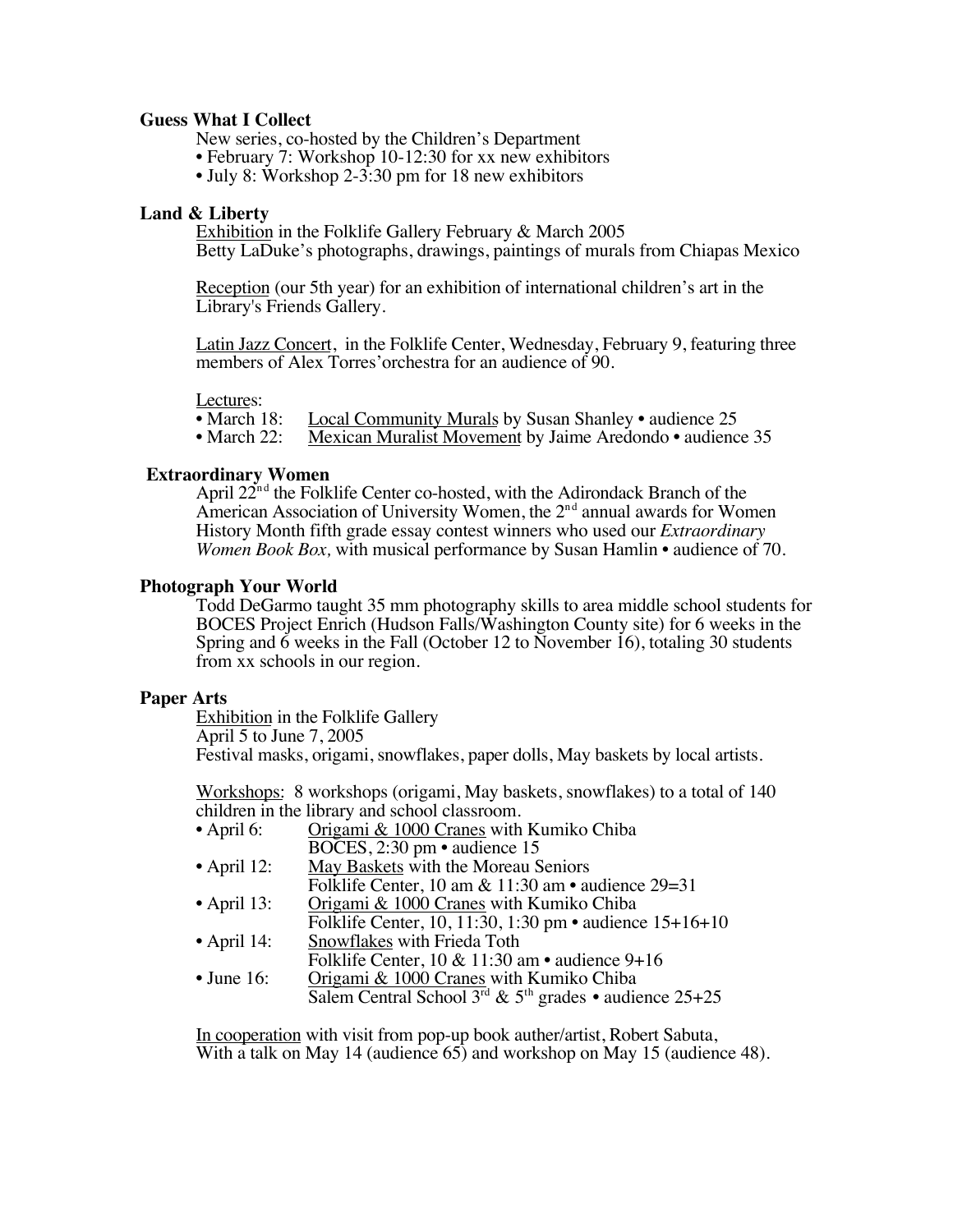**Guess What I Collect**

New series, co-hosted by the Children's Department

- February 7: Workshop 10-12:30 for xx new exhibitors
- July 8: Workshop 2-3:30 pm for 18 new exhibitors

**Land & Liberty**

Exhibition in the Folklife Gallery February & March 2005
Betty LaDuke's photographs, drawings, paintings of murals from Chiapas Mexico

Reception (our 5th year) for an exhibition of international children's art in the Library's Friends Gallery.

Latin Jazz Concert, in the Folklife Center, Wednesday, February 9, featuring three members of Alex Torres'orchestra for an audience of 90.

Lectures:

- March 18: Local Community Murals by Susan Shanley • audience 25
- March 22: Mexican Muralist Movement by Jaime Aredondo • audience 35

**Extraordinary Women**

April 22nd the Folklife Center co-hosted, with the Adirondack Branch of the American Association of University Women, the 2nd annual awards for Women History Month fifth grade essay contest winners who used our *Extraordinary Women Book Box,* with musical performance by Susan Hamlin • audience of 70.

**Photograph Your World**

Todd DeGarmo taught 35 mm photography skills to area middle school students for BOCES Project Enrich (Hudson Falls/Washington County site) for 6 weeks in the Spring and 6 weeks in the Fall (October 12 to November 16), totaling 30 students from xx schools in our region.

**Paper Arts**

Exhibition in the Folklife Gallery
April 5 to June 7, 2005
Festival masks, origami, snowflakes, paper dolls, May baskets by local artists.

Workshops: 8 workshops (origami, May baskets, snowflakes) to a total of 140 children in the library and school classroom.

- April 6: Origami & 1000 Cranes with Kumiko Chiba
  BOCES, 2:30 pm • audience 15
- April 12: May Baskets with the Moreau Seniors
  Folklife Center, 10 am & 11:30 am • audience 29=31
- April 13: Origami & 1000 Cranes with Kumiko Chiba
  Folklife Center, 10, 11:30, 1:30 pm • audience 15+16+10
- April 14: Snowflakes with Frieda Toth
  Folklife Center, 10 & 11:30 am • audience 9+16
- June 16: Origami & 1000 Cranes with Kumiko Chiba
  Salem Central School 3rd & 5th grades • audience 25+25

In cooperation with visit from pop-up book auther/artist, Robert Sabuta,
With a talk on May 14 (audience 65) and workshop on May 15 (audience 48).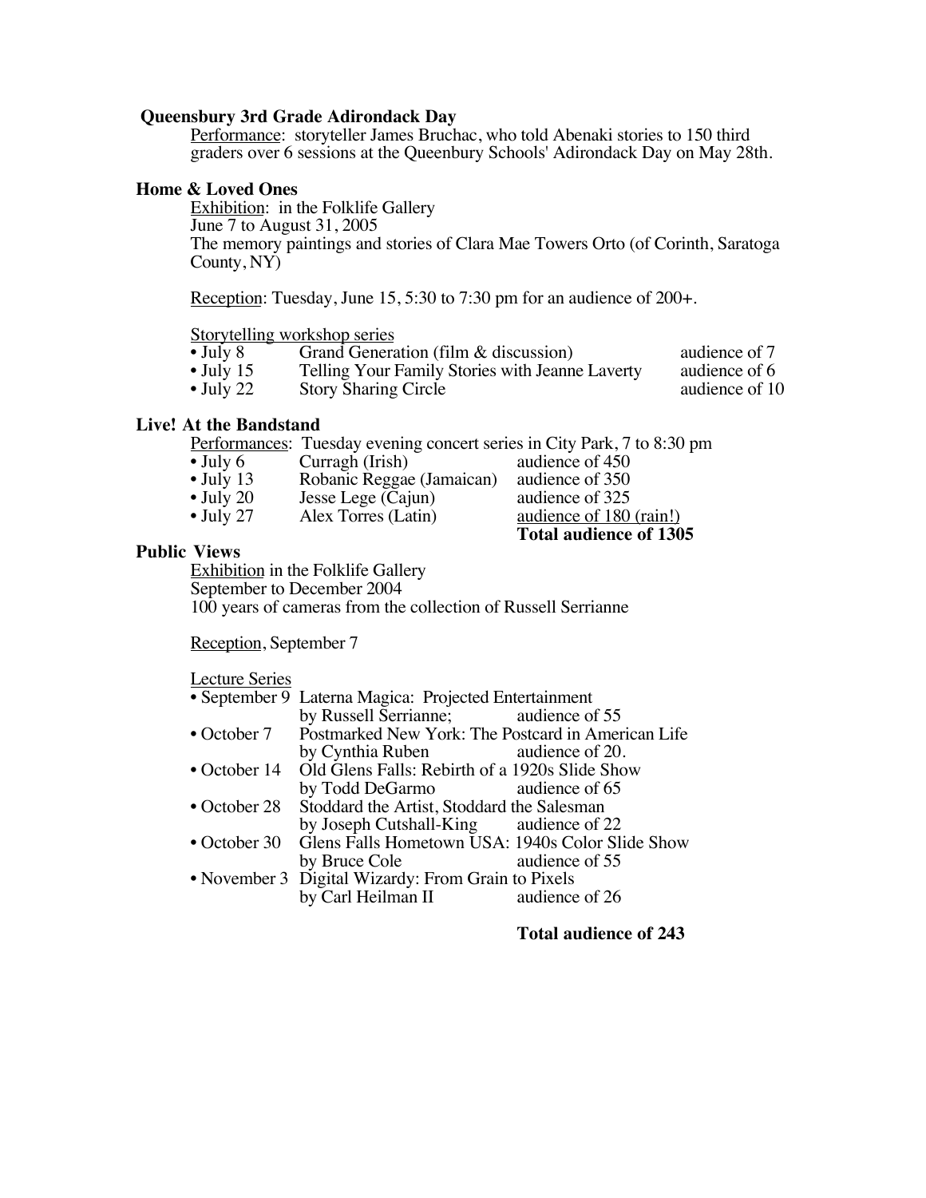**Queensbury 3rd Grade Adirondack Day**

Performance: storyteller James Bruchac, who told Abenaki stories to 150 third graders over 6 sessions at the Queenbury Schools' Adirondack Day on May 28th.

**Home & Loved Ones**

Exhibition: in the Folklife Gallery
June 7 to August 31, 2005
The memory paintings and stories of Clara Mae Towers Orto (of Corinth, Saratoga County, NY)

Reception: Tuesday, June 15, 5:30 to 7:30 pm for an audience of 200+.

Storytelling workshop series

| | | |
|---|---|---|
| • July 8 | Grand Generation (film & discussion) | audience of 7 |
| • July 15 | Telling Your Family Stories with Jeanne Laverty | audience of 6 |
| • July 22 | Story Sharing Circle | audience of 10 |

**Live! At the Bandstand**

Performances: Tuesday evening concert series in City Park, 7 to 8:30 pm

| | | |
|---|---|---|
| • July 6 | Curragh (Irish) | audience of 450 |
| • July 13 | Robanic Reggae (Jamaican) | audience of 350 |
| • July 20 | Jesse Lege (Cajun) | audience of 325 |
| • July 27 | Alex Torres (Latin) | audience of 180 (rain!) |
| | | **Total audience of 1305** |

**Public Views**

Exhibition in the Folklife Gallery
September to December 2004
100 years of cameras from the collection of Russell Serrianne

Reception, September 7

Lecture Series

| | | |
|---|---|---|
| • September 9 | Laterna Magica: Projected Entertainment by Russell Serrianne; | audience of 55 |
| • October 7 | Postmarked New York: The Postcard in American Life by Cynthia Ruben | audience of 20. |
| • October 14 | Old Glens Falls: Rebirth of a 1920s Slide Show by Todd DeGarmo | audience of 65 |
| • October 28 | Stoddard the Artist, Stoddard the Salesman by Joseph Cutshall-King | audience of 22 |
| • October 30 | Glens Falls Hometown USA: 1940s Color Slide Show by Bruce Cole | audience of 55 |
| • November 3 | Digital Wizardy: From Grain to Pixels by Carl Heilman II | audience of 26 |

**Total audience of 243**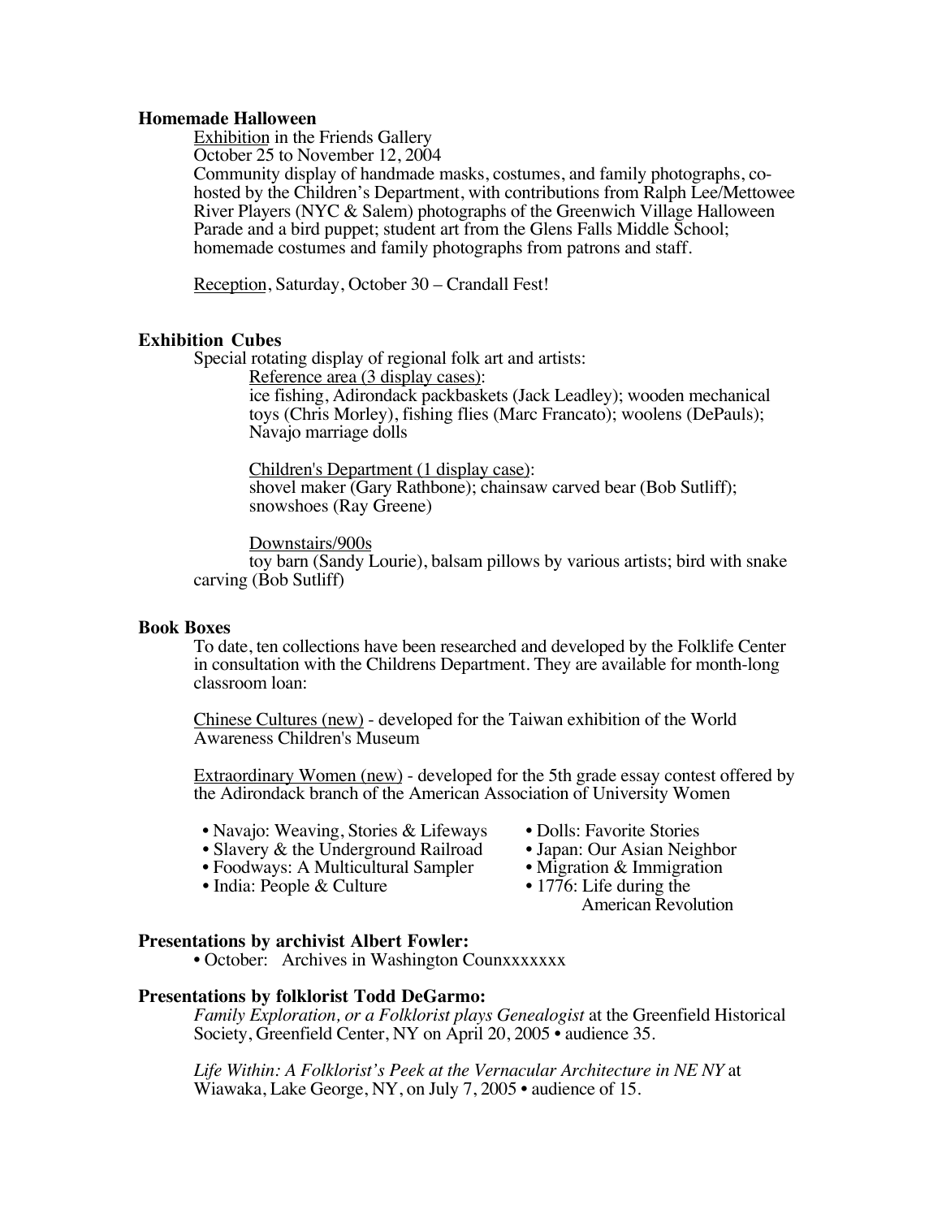**Homemade Halloween**

Exhibition in the Friends Gallery
October 25 to November 12, 2004
Community display of handmade masks, costumes, and family photographs, co-hosted by the Children's Department, with contributions from Ralph Lee/Mettowee River Players (NYC & Salem) photographs of the Greenwich Village Halloween Parade and a bird puppet; student art from the Glens Falls Middle School; homemade costumes and family photographs from patrons and staff.

Reception, Saturday, October 30 – Crandall Fest!

**Exhibition Cubes**

Special rotating display of regional folk art and artists:

Reference area (3 display cases):
ice fishing, Adirondack packbaskets (Jack Leadley); wooden mechanical toys (Chris Morley), fishing flies (Marc Francato); woolens (DePauls); Navajo marriage dolls

Children's Department (1 display case):
shovel maker (Gary Rathbone); chainsaw carved bear (Bob Sutliff); snowshoes (Ray Greene)

Downstairs/900s
toy barn (Sandy Lourie), balsam pillows by various artists; bird with snake carving (Bob Sutliff)

**Book Boxes**

To date, ten collections have been researched and developed by the Folklife Center in consultation with the Childrens Department. They are available for month-long classroom loan:

Chinese Cultures (new) - developed for the Taiwan exhibition of the World Awareness Children's Museum

Extraordinary Women (new) - developed for the 5th grade essay contest offered by the Adirondack branch of the American Association of University Women

- Navajo: Weaving, Stories & Lifeways
- Slavery & the Underground Railroad
- Foodways: A Multicultural Sampler
- India: People & Culture
- Dolls: Favorite Stories
- Japan: Our Asian Neighbor
- Migration & Immigration
- 1776: Life during the American Revolution

**Presentations by archivist Albert Fowler:**

- October: Archives in Washington Counxxxxxxx

**Presentations by folklorist Todd DeGarmo:**

*Family Exploration, or a Folklorist plays Genealogist* at the Greenfield Historical Society, Greenfield Center, NY on April 20, 2005 • audience 35.

*Life Within: A Folklorist's Peek at the Vernacular Architecture in NE NY* at Wiawaka, Lake George, NY, on July 7, 2005 • audience of 15.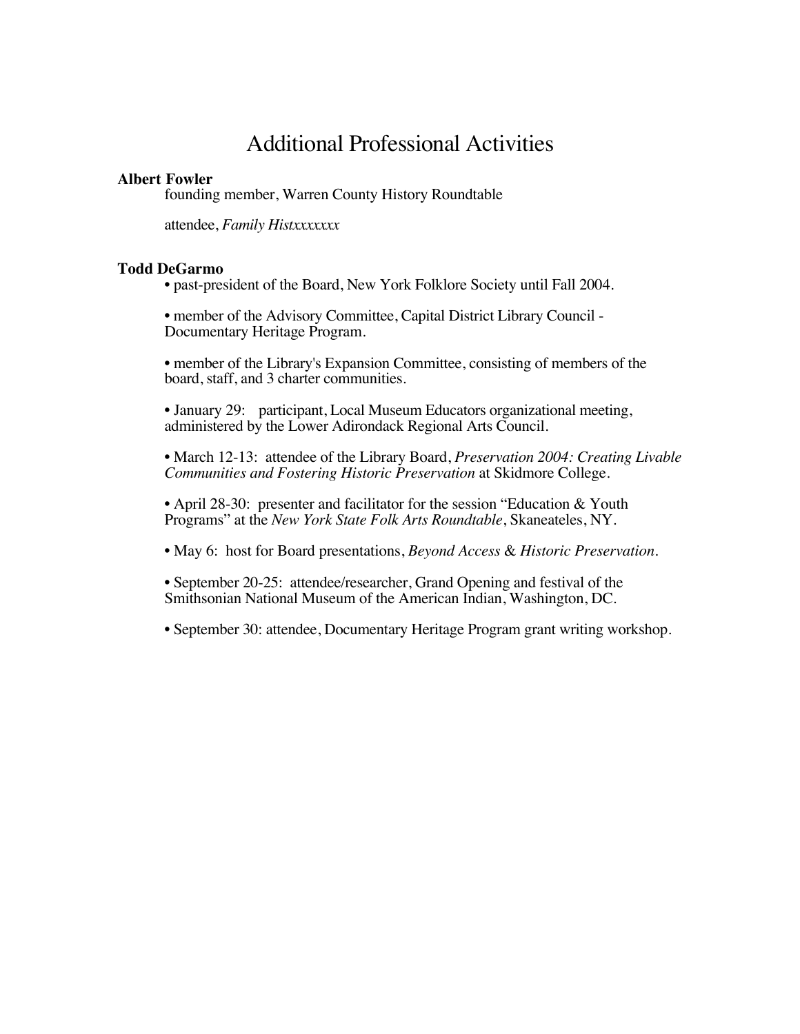# Additional Professional Activities

**Albert Fowler**

founding member, Warren County History Roundtable

attendee, *Family Histxxxxxxx*

**Todd DeGarmo**

• past-president of the Board, New York Folklore Society until Fall 2004.

• member of the Advisory Committee, Capital District Library Council - Documentary Heritage Program.

• member of the Library's Expansion Committee, consisting of members of the board, staff, and 3 charter communities.

• January 29: participant, Local Museum Educators organizational meeting, administered by the Lower Adirondack Regional Arts Council.

• March 12-13: attendee of the Library Board, *Preservation 2004: Creating Livable Communities and Fostering Historic Preservation* at Skidmore College.

• April 28-30: presenter and facilitator for the session "Education & Youth Programs" at the *New York State Folk Arts Roundtable*, Skaneateles, NY.

• May 6: host for Board presentations, *Beyond Access* & *Historic Preservation*.

• September 20-25: attendee/researcher, Grand Opening and festival of the Smithsonian National Museum of the American Indian, Washington, DC.

• September 30: attendee, Documentary Heritage Program grant writing workshop.